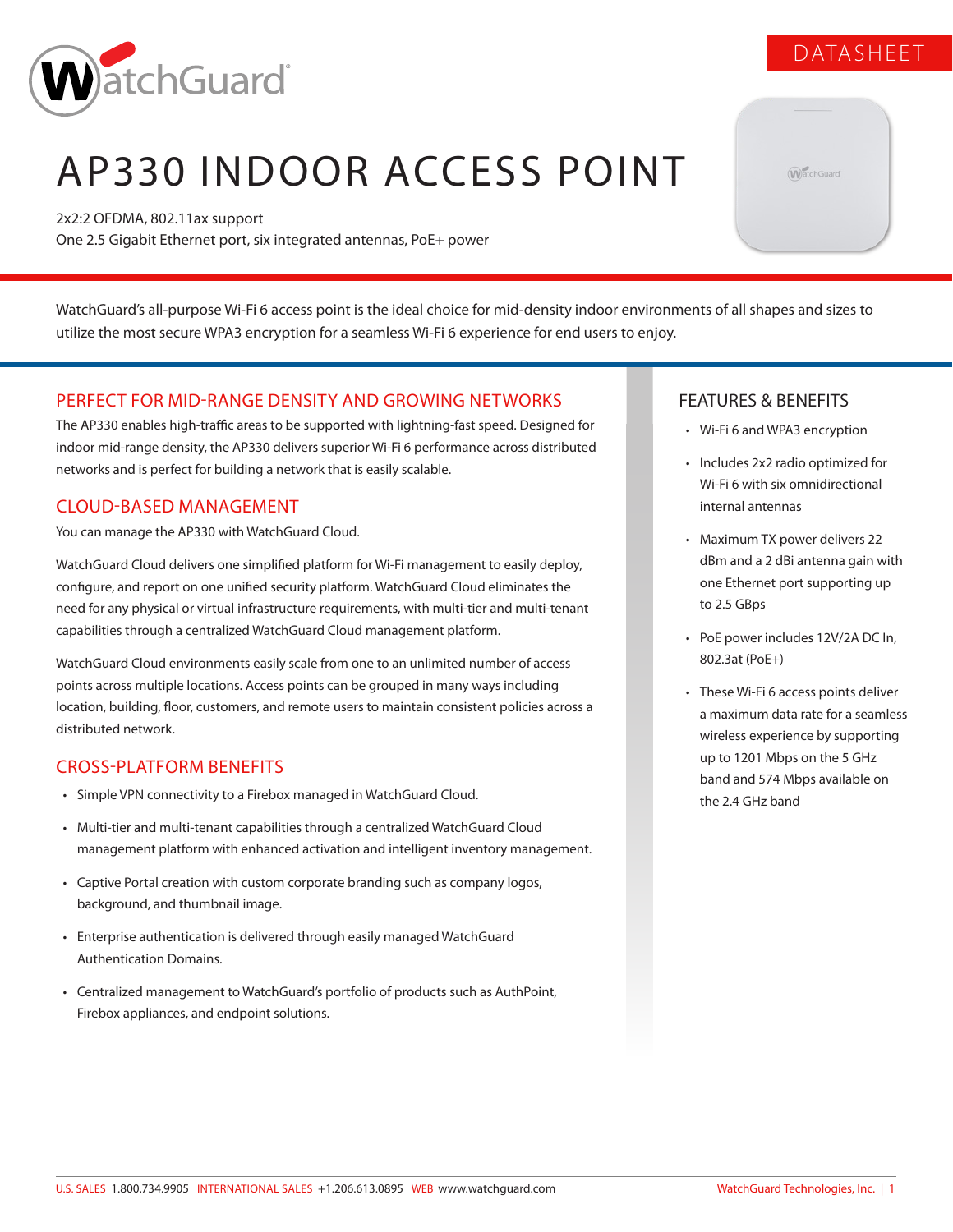DATASHEET

# AP330 INDOOR ACCESS POINT

2x2:2 OFDMA, 802.11ax support
One 2.5 Gigabit Ethernet port, six integrated antennas, PoE+ power

WatchGuard's all-purpose Wi-Fi 6 access point is the ideal choice for mid-density indoor environments of all shapes and sizes to utilize the most secure WPA3 encryption for a seamless Wi-Fi 6 experience for end users to enjoy.

## PERFECT FOR MID-RANGE DENSITY AND GROWING NETWORKS

The AP330 enables high-traffic areas to be supported with lightning-fast speed. Designed for indoor mid-range density, the AP330 delivers superior Wi-Fi 6 performance across distributed networks and is perfect for building a network that is easily scalable.

## CLOUD-BASED MANAGEMENT

You can manage the AP330 with WatchGuard Cloud.

WatchGuard Cloud delivers one simplified platform for Wi-Fi management to easily deploy, configure, and report on one unified security platform. WatchGuard Cloud eliminates the need for any physical or virtual infrastructure requirements, with multi-tier and multi-tenant capabilities through a centralized WatchGuard Cloud management platform.

WatchGuard Cloud environments easily scale from one to an unlimited number of access points across multiple locations. Access points can be grouped in many ways including location, building, floor, customers, and remote users to maintain consistent policies across a distributed network.

## CROSS-PLATFORM BENEFITS

- Simple VPN connectivity to a Firebox managed in WatchGuard Cloud.
- Multi-tier and multi-tenant capabilities through a centralized WatchGuard Cloud management platform with enhanced activation and intelligent inventory management.
- Captive Portal creation with custom corporate branding such as company logos, background, and thumbnail image.
- Enterprise authentication is delivered through easily managed WatchGuard Authentication Domains.
- Centralized management to WatchGuard's portfolio of products such as AuthPoint, Firebox appliances, and endpoint solutions.

## FEATURES & BENEFITS

- Wi-Fi 6 and WPA3 encryption
- Includes 2x2 radio optimized for Wi-Fi 6 with six omnidirectional internal antennas
- Maximum TX power delivers 22 dBm and a 2 dBi antenna gain with one Ethernet port supporting up to 2.5 GBps
- PoE power includes 12V/2A DC In, 802.3at (PoE+)
- These Wi-Fi 6 access points deliver a maximum data rate for a seamless wireless experience by supporting up to 1201 Mbps on the 5 GHz band and 574 Mbps available on the 2.4 GHz band

U.S. SALES 1.800.734.9905 INTERNATIONAL SALES +1.206.613.0895 WEB www.watchguard.com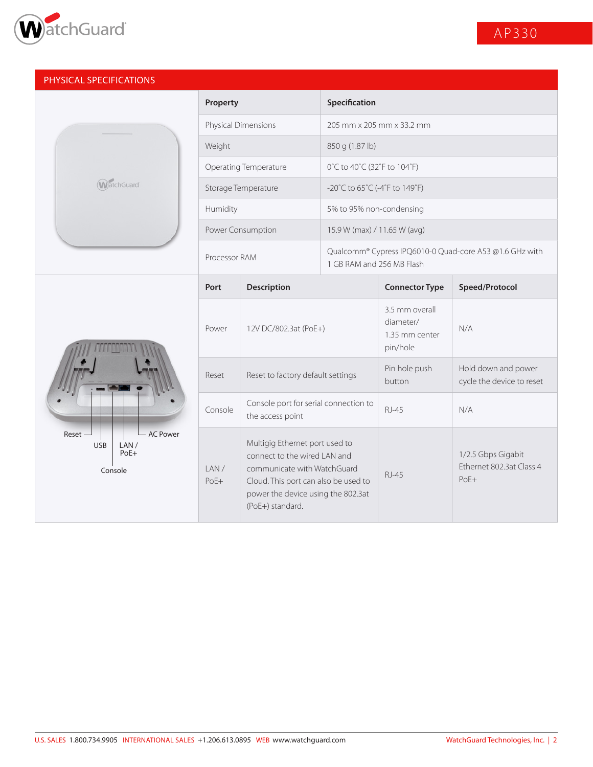## PHYSICAL SPECIFICATIONS

| Property | Specification |
|---|---|
| Physical Dimensions | 205 mm x 205 mm x 33.2 mm |
| Weight | 850 g (1.87 lb) |
| Operating Temperature | 0˚C to 40˚C (32˚F to 104˚F) |
| Storage Temperature | -20˚C to 65˚C (-4˚F to 149˚F) |
| Humidity | 5% to 95% non-condensing |
| Power Consumption | 15.9 W (max) / 11.65 W (avg) |
| Processor RAM | Qualcomm® Cypress IPQ6010-0 Quad-core A53 @1.6 GHz with 1 GB RAM and 256 MB Flash |

Reset, USB, LAN / PoE+, Console, AC Power

| Port | Description | Connector Type | Speed/Protocol |
|---|---|---|---|
| Power | 12V DC/802.3at (PoE+) | 3.5 mm overall diameter/ 1.35 mm center pin/hole | N/A |
| Reset | Reset to factory default settings | Pin hole push button | Hold down and power cycle the device to reset |
| Console | Console port for serial connection to the access point | RJ-45 | N/A |
| LAN / PoE+ | Multigig Ethernet port used to connect to the wired LAN and communicate with WatchGuard Cloud. This port can also be used to power the device using the 802.3at (PoE+) standard. | RJ-45 | 1/2.5 Gbps Gigabit Ethernet 802.3at Class 4 PoE+ |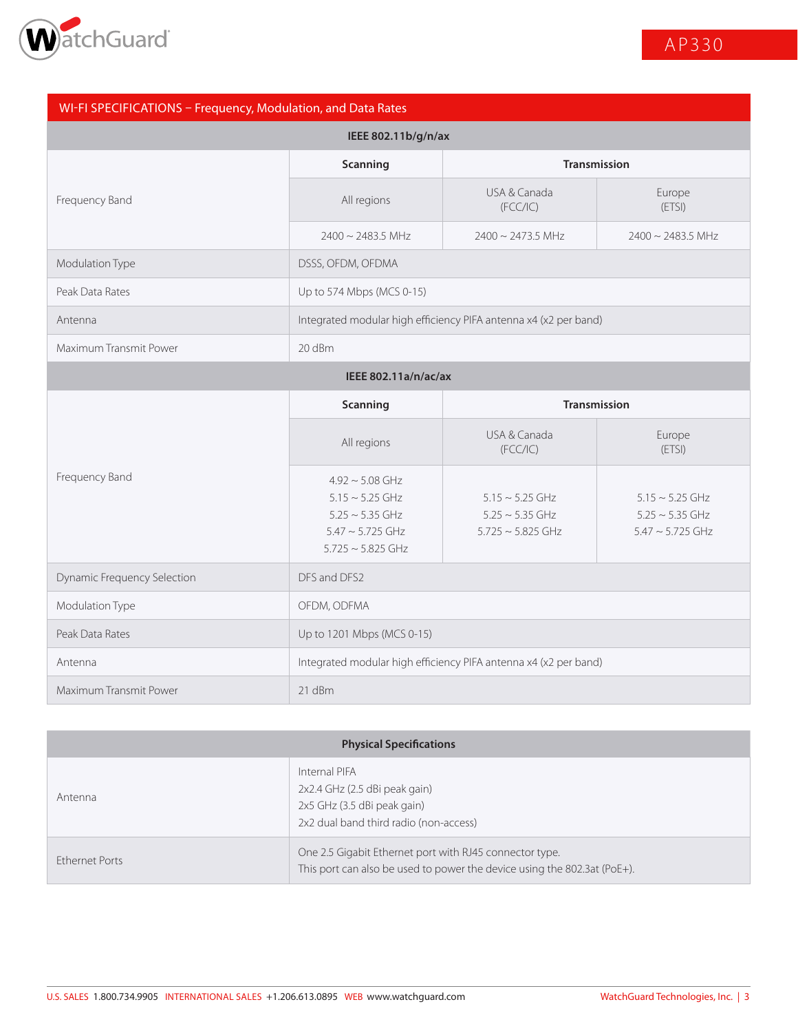## WI-FI SPECIFICATIONS – Frequency, Modulation, and Data Rates

| IEEE 802.11b/g/n/ax | | | |
|---|---|---|---|
| | **Scanning** | **Transmission** | |
| Frequency Band | All regions | USA & Canada (FCC/IC) | Europe (ETSI) |
| | 2400 ~ 2483.5 MHz | 2400 ~ 2473.5 MHz | 2400 ~ 2483.5 MHz |
| Modulation Type | DSSS, OFDM, OFDMA | | |
| Peak Data Rates | Up to 574 Mbps (MCS 0-15) | | |
| Antenna | Integrated modular high efficiency PIFA antenna x4 (x2 per band) | | |
| Maximum Transmit Power | 20 dBm | | |

| IEEE 802.11a/n/ac/ax | | | |
|---|---|---|---|
| | **Scanning** | **Transmission** | |
| Frequency Band | All regions | USA & Canada (FCC/IC) | Europe (ETSI) |
| | 4.92 ~ 5.08 GHz<br>5.15 ~ 5.25 GHz<br>5.25 ~ 5.35 GHz<br>5.47 ~ 5.725 GHz<br>5.725 ~ 5.825 GHz | 5.15 ~ 5.25 GHz<br>5.25 ~ 5.35 GHz<br>5.725 ~ 5.825 GHz | 5.15 ~ 5.25 GHz<br>5.25 ~ 5.35 GHz<br>5.47 ~ 5.725 GHz |
| Dynamic Frequency Selection | DFS and DFS2 | | |
| Modulation Type | OFDM, ODFMA | | |
| Peak Data Rates | Up to 1201 Mbps (MCS 0-15) | | |
| Antenna | Integrated modular high efficiency PIFA antenna x4 (x2 per band) | | |
| Maximum Transmit Power | 21 dBm | | |

| Physical Specifications | |
|---|---|
| Antenna | Internal PIFA<br>2x2.4 GHz (2.5 dBi peak gain)<br>2x5 GHz (3.5 dBi peak gain)<br>2x2 dual band third radio (non-access) |
| Ethernet Ports | One 2.5 Gigabit Ethernet port with RJ45 connector type.<br>This port can also be used to power the device using the 802.3at (PoE+). |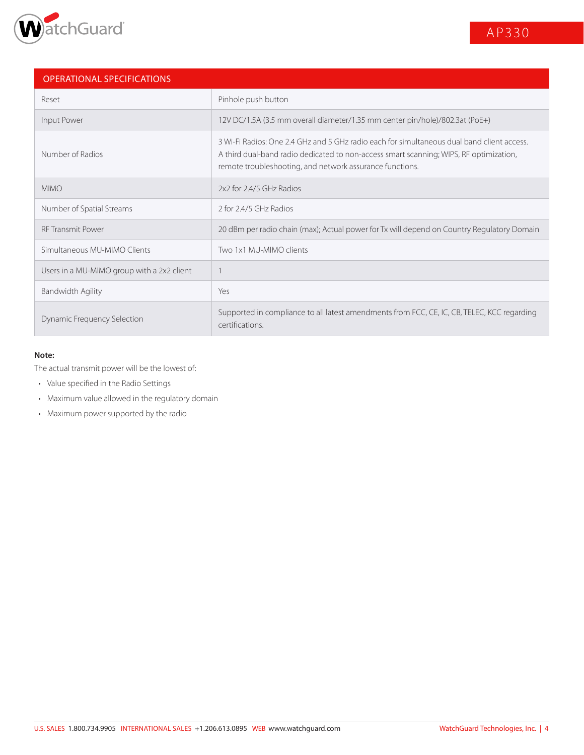| OPERATIONAL SPECIFICATIONS | |
|---|---|
| Reset | Pinhole push button |
| Input Power | 12V DC/1.5A (3.5 mm overall diameter/1.35 mm center pin/hole)/802.3at (PoE+) |
| Number of Radios | 3 Wi-Fi Radios: One 2.4 GHz and 5 GHz radio each for simultaneous dual band client access. A third dual-band radio dedicated to non-access smart scanning; WIPS, RF optimization, remote troubleshooting, and network assurance functions. |
| MIMO | 2x2 for 2.4/5 GHz Radios |
| Number of Spatial Streams | 2 for 2.4/5 GHz Radios |
| RF Transmit Power | 20 dBm per radio chain (max); Actual power for Tx will depend on Country Regulatory Domain |
| Simultaneous MU-MIMO Clients | Two 1x1 MU-MIMO clients |
| Users in a MU-MIMO group with a 2x2 client | 1 |
| Bandwidth Agility | Yes |
| Dynamic Frequency Selection | Supported in compliance to all latest amendments from FCC, CE, IC, CB, TELEC, KCC regarding certifications. |

**Note:**

The actual transmit power will be the lowest of:

- Value specified in the Radio Settings
- Maximum value allowed in the regulatory domain
- Maximum power supported by the radio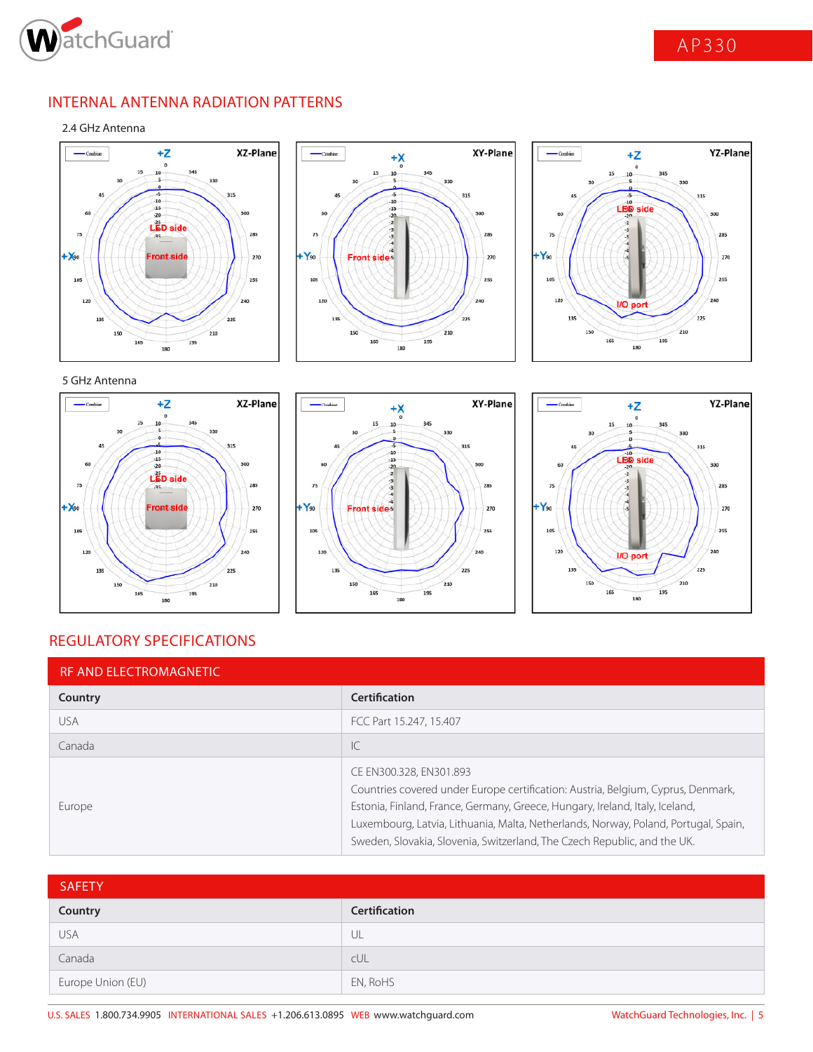## INTERNAL ANTENNA RADIATION PATTERNS

2.4 GHz Antenna

5 GHz Antenna

## REGULATORY SPECIFICATIONS

| RF AND ELECTROMAGNETIC | |
|---|---|
| **Country** | **Certification** |
| USA | FCC Part 15.247, 15.407 |
| Canada | IC |
| Europe | CE EN300.328, EN301.893<br>Countries covered under Europe certification: Austria, Belgium, Cyprus, Denmark, Estonia, Finland, France, Germany, Greece, Hungary, Ireland, Italy, Iceland, Luxembourg, Latvia, Lithuania, Malta, Netherlands, Norway, Poland, Portugal, Spain, Sweden, Slovakia, Slovenia, Switzerland, The Czech Republic, and the UK. |

| SAFETY | |
|---|---|
| **Country** | **Certification** |
| USA | UL |
| Canada | cUL |
| Europe Union (EU) | EN, RoHS |

U.S. SALES 1.800.734.9905 INTERNATIONAL SALES +1.206.613.0895 WEB www.watchguard.com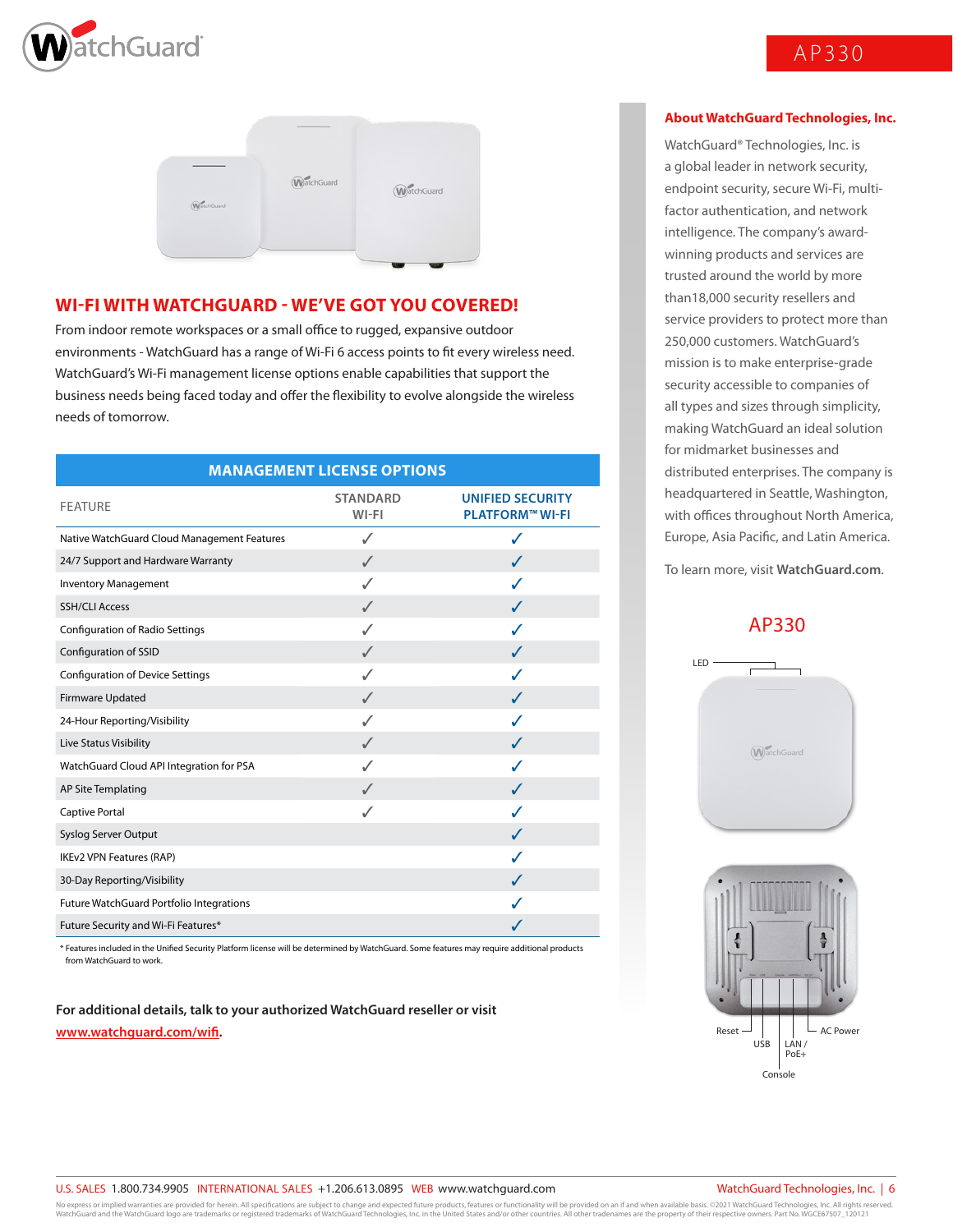AP330

## WI-FI WITH WATCHGUARD - WE'VE GOT YOU COVERED!

From indoor remote workspaces or a small office to rugged, expansive outdoor environments - WatchGuard has a range of Wi-Fi 6 access points to fit every wireless need. WatchGuard's Wi-Fi management license options enable capabilities that support the business needs being faced today and offer the flexibility to evolve alongside the wireless needs of tomorrow.

### MANAGEMENT LICENSE OPTIONS

| FEATURE | STANDARD WI-FI | UNIFIED SECURITY PLATFORM™ WI-FI |
|---|---|---|
| Native WatchGuard Cloud Management Features | ✓ | ✓ |
| 24/7 Support and Hardware Warranty | ✓ | ✓ |
| Inventory Management | ✓ | ✓ |
| SSH/CLI Access | ✓ | ✓ |
| Configuration of Radio Settings | ✓ | ✓ |
| Configuration of SSID | ✓ | ✓ |
| Configuration of Device Settings | ✓ | ✓ |
| Firmware Updated | ✓ | ✓ |
| 24-Hour Reporting/Visibility | ✓ | ✓ |
| Live Status Visibility | ✓ | ✓ |
| WatchGuard Cloud API Integration for PSA | ✓ | ✓ |
| AP Site Templating | ✓ | ✓ |
| Captive Portal | ✓ | ✓ |
| Syslog Server Output | | ✓ |
| IKEv2 VPN Features (RAP) | | ✓ |
| 30-Day Reporting/Visibility | | ✓ |
| Future WatchGuard Portfolio Integrations | | ✓ |
| Future Security and Wi-Fi Features* | | ✓ |

\* Features included in the Unified Security Platform license will be determined by WatchGuard. Some features may require additional products from WatchGuard to work.

**For additional details, talk to your authorized WatchGuard reseller or visit [www.watchguard.com/wifi](www.watchguard.com/wifi).**

### About WatchGuard Technologies, Inc.

WatchGuard® Technologies, Inc. is a global leader in network security, endpoint security, secure Wi-Fi, multi-factor authentication, and network intelligence. The company's award-winning products and services are trusted around the world by more than18,000 security resellers and service providers to protect more than 250,000 customers. WatchGuard's mission is to make enterprise-grade security accessible to companies of all types and sizes through simplicity, making WatchGuard an ideal solution for midmarket businesses and distributed enterprises. The company is headquartered in Seattle, Washington, with offices throughout North America, Europe, Asia Pacific, and Latin America.

To learn more, visit **WatchGuard.com**.

### AP330

LED

Reset

USB

LAN / PoE+

AC Power

Console

U.S. SALES 1.800.734.9905 INTERNATIONAL SALES +1.206.613.0895 WEB www.watchguard.com

No express or implied warranties are provided for herein. All specifications are subject to change and expected future products, features or functionality will be provided on an if and when available basis. ©2021 WatchGuard Technologies, Inc. All rights reserved. WatchGuard and the WatchGuard logo are trademarks or registered trademarks of WatchGuard Technologies, Inc. in the United States and/or other countries. All other tradenames are the property of their respective owners. Part No. WGCE67507_120121